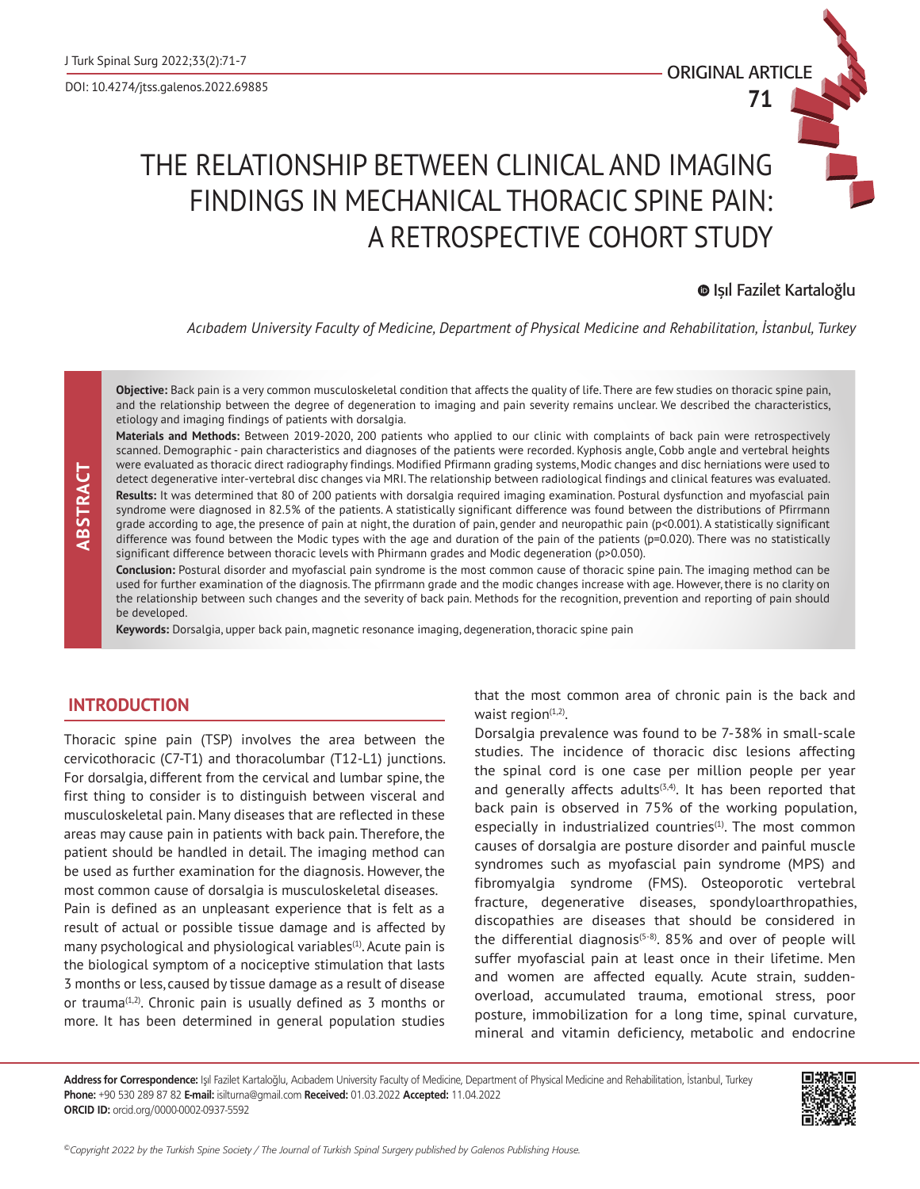ORIGINAL ARTICLE

# THE RELATIONSHIP BETWEEN CLINICAL AND IMAGING FINDINGS IN MECHANICAL THORACIC SPINE PAIN: A RETROSPECTIVE COHORT STUDY

Işıl Fazilet Kartaloğlu

*Acıbadem University Faculty of Medicine, Department of Physical Medicine and Rehabilitation, İstanbul, Turkey*

## ABSTRACT

**Objective:** Back pain is a very common musculoskeletal condition that affects the quality of life. There are few studies on thoracic spine pain, and the relationship between the degree of degeneration to imaging and pain severity remains unclear. We described the characteristics, etiology and imaging findings of patients with dorsalgia.

**Materials and Methods:** Between 2019-2020, 200 patients who applied to our clinic with complaints of back pain were retrospectively scanned. Demographic - pain characteristics and diagnoses of the patients were recorded. Kyphosis angle, Cobb angle and vertebral heights were evaluated as thoracic direct radiography findings. Modified Pfirmann grading systems, Modic changes and disc herniations were used to detect degenerative inter-vertebral disc changes via MRI. The relationship between radiological findings and clinical features was evaluated.

**Results:** It was determined that 80 of 200 patients with dorsalgia required imaging examination. Postural dysfunction and myofascial pain syndrome were diagnosed in 82.5% of the patients. A statistically significant difference was found between the distributions of Pfirrmann grade according to age, the presence of pain at night, the duration of pain, gender and neuropathic pain (p<0.001). A statistically significant difference was found between the Modic types with the age and duration of the pain of the patients (p=0.020). There was no statistically significant difference between thoracic levels with Phirmann grades and Modic degeneration (p>0.050).

**Conclusion:** Postural disorder and myofascial pain syndrome is the most common cause of thoracic spine pain. The imaging method can be used for further examination of the diagnosis. The pfirrmann grade and the modic changes increase with age. However, there is no clarity on the relationship between such changes and the severity of back pain. Methods for the recognition, prevention and reporting of pain should be developed.

**Keywords:** Dorsalgia, upper back pain, magnetic resonance imaging, degeneration, thoracic spine pain

## INTRODUCTION

Thoracic spine pain (TSP) involves the area between the cervicothoracic (C7-T1) and thoracolumbar (T12-L1) junctions. For dorsalgia, different from the cervical and lumbar spine, the first thing to consider is to distinguish between visceral and musculoskeletal pain. Many diseases that are reflected in these areas may cause pain in patients with back pain. Therefore, the patient should be handled in detail. The imaging method can be used as further examination for the diagnosis. However, the most common cause of dorsalgia is musculoskeletal diseases.

Pain is defined as an unpleasant experience that is felt as a result of actual or possible tissue damage and is affected by many psychological and physiological variables[1]. Acute pain is the biological symptom of a nociceptive stimulation that lasts 3 months or less, caused by tissue damage as a result of disease or trauma[1,2]. Chronic pain is usually defined as 3 months or more. It has been determined in general population studies that the most common area of chronic pain is the back and waist region[1,2].

Dorsalgia prevalence was found to be 7-38% in small-scale studies. The incidence of thoracic disc lesions affecting the spinal cord is one case per million people per year and generally affects adults[3,4]. It has been reported that back pain is observed in 75% of the working population, especially in industrialized countries[1]. The most common causes of dorsalgia are posture disorder and painful muscle syndromes such as myofascial pain syndrome (MPS) and fibromyalgia syndrome (FMS). Osteoporotic vertebral fracture, degenerative diseases, spondyloarthropathies, discopathies are diseases that should be considered in the differential diagnosis[5-8]. 85% and over of people will suffer myofascial pain at least once in their lifetime. Men and women are affected equally. Acute strain, sudden-overload, accumulated trauma, emotional stress, poor posture, immobilization for a long time, spinal curvature, mineral and vitamin deficiency, metabolic and endocrine

**Address for Correspondence:** Işıl Fazilet Kartaloğlu, Acıbadem University Faculty of Medicine, Department of Physical Medicine and Rehabilitation, İstanbul, Turkey
**Phone:** +90 530 289 87 82 **E-mail:** isilturna@gmail.com **Received:** 01.03.2022 **Accepted:** 11.04.2022
**ORCID ID:** orcid.org/0000-0002-0937-5592

©Copyright 2022 by the Turkish Spine Society / The Journal of Turkish Spinal Surgery published by Galenos Publishing House.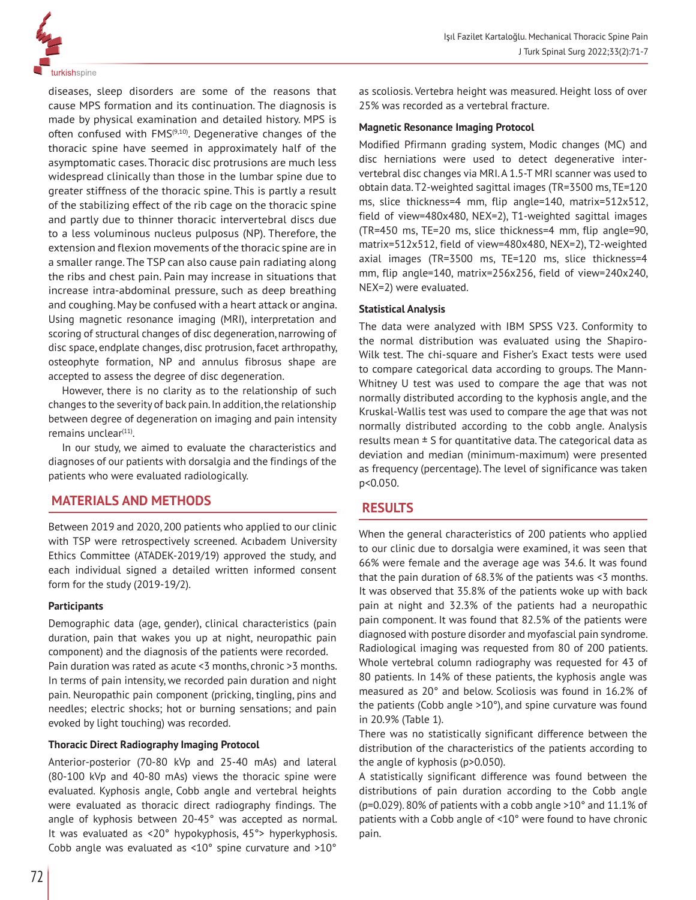diseases, sleep disorders are some of the reasons that cause MPS formation and its continuation. The diagnosis is made by physical examination and detailed history. MPS is often confused with FMS[9,10]. Degenerative changes of the thoracic spine have seemed in approximately half of the asymptomatic cases. Thoracic disc protrusions are much less widespread clinically than those in the lumbar spine due to greater stiffness of the thoracic spine. This is partly a result of the stabilizing effect of the rib cage on the thoracic spine and partly due to thinner thoracic intervertebral discs due to a less voluminous nucleus pulposus (NP). Therefore, the extension and flexion movements of the thoracic spine are in a smaller range. The TSP can also cause pain radiating along the ribs and chest pain. Pain may increase in situations that increase intra-abdominal pressure, such as deep breathing and coughing. May be confused with a heart attack or angina. Using magnetic resonance imaging (MRI), interpretation and scoring of structural changes of disc degeneration, narrowing of disc space, endplate changes, disc protrusion, facet arthropathy, osteophyte formation, NP and annulus fibrosus shape are accepted to assess the degree of disc degeneration.

However, there is no clarity as to the relationship of such changes to the severity of back pain. In addition, the relationship between degree of degeneration on imaging and pain intensity remains unclear[11].

In our study, we aimed to evaluate the characteristics and diagnoses of our patients with dorsalgia and the findings of the patients who were evaluated radiologically.

## MATERIALS AND METHODS

Between 2019 and 2020, 200 patients who applied to our clinic with TSP were retrospectively screened. Acıbadem University Ethics Committee (ATADEK-2019/19) approved the study, and each individual signed a detailed written informed consent form for the study (2019-19/2).

### Participants

Demographic data (age, gender), clinical characteristics (pain duration, pain that wakes you up at night, neuropathic pain component) and the diagnosis of the patients were recorded. Pain duration was rated as acute <3 months, chronic >3 months. In terms of pain intensity, we recorded pain duration and night pain. Neuropathic pain component (pricking, tingling, pins and needles; electric shocks; hot or burning sensations; and pain evoked by light touching) was recorded.

### Thoracic Direct Radiography Imaging Protocol

Anterior-posterior (70-80 kVp and 25-40 mAs) and lateral (80-100 kVp and 40-80 mAs) views the thoracic spine were evaluated. Kyphosis angle, Cobb angle and vertebral heights were evaluated as thoracic direct radiography findings. The angle of kyphosis between 20-45° was accepted as normal. It was evaluated as <20° hypokyphosis, 45°> hyperkyphosis. Cobb angle was evaluated as <10° spine curvature and >10° as scoliosis. Vertebra height was measured. Height loss of over 25% was recorded as a vertebral fracture.

### Magnetic Resonance Imaging Protocol

Modified Pfirmann grading system, Modic changes (MC) and disc herniations were used to detect degenerative intervertebral disc changes via MRI. A 1.5-T MRI scanner was used to obtain data. T2-weighted sagittal images (TR=3500 ms, TE=120 ms, slice thickness=4 mm, flip angle=140, matrix=512x512, field of view=480x480, NEX=2), T1-weighted sagittal images (TR=450 ms, TE=20 ms, slice thickness=4 mm, flip angle=90, matrix=512x512, field of view=480x480, NEX=2), T2-weighted axial images (TR=3500 ms, TE=120 ms, slice thickness=4 mm, flip angle=140, matrix=256x256, field of view=240x240, NEX=2) were evaluated.

### Statistical Analysis

The data were analyzed with IBM SPSS V23. Conformity to the normal distribution was evaluated using the Shapiro-Wilk test. The chi-square and Fisher's Exact tests were used to compare categorical data according to groups. The Mann-Whitney U test was used to compare the age that was not normally distributed according to the kyphosis angle, and the Kruskal-Wallis test was used to compare the age that was not normally distributed according to the cobb angle. Analysis results mean ± S for quantitative data. The categorical data as deviation and median (minimum-maximum) were presented as frequency (percentage). The level of significance was taken p<0.050.

## RESULTS

When the general characteristics of 200 patients who applied to our clinic due to dorsalgia were examined, it was seen that 66% were female and the average age was 34.6. It was found that the pain duration of 68.3% of the patients was <3 months. It was observed that 35.8% of the patients woke up with back pain at night and 32.3% of the patients had a neuropathic pain component. It was found that 82.5% of the patients were diagnosed with posture disorder and myofascial pain syndrome. Radiological imaging was requested from 80 of 200 patients. Whole vertebral column radiography was requested for 43 of 80 patients. In 14% of these patients, the kyphosis angle was measured as 20° and below. Scoliosis was found in 16.2% of the patients (Cobb angle >10°), and spine curvature was found in 20.9% (Table 1).

There was no statistically significant difference between the distribution of the characteristics of the patients according to the angle of kyphosis (p>0.050).

A statistically significant difference was found between the distributions of pain duration according to the Cobb angle (p=0.029). 80% of patients with a cobb angle >10° and 11.1% of patients with a Cobb angle of <10° were found to have chronic pain.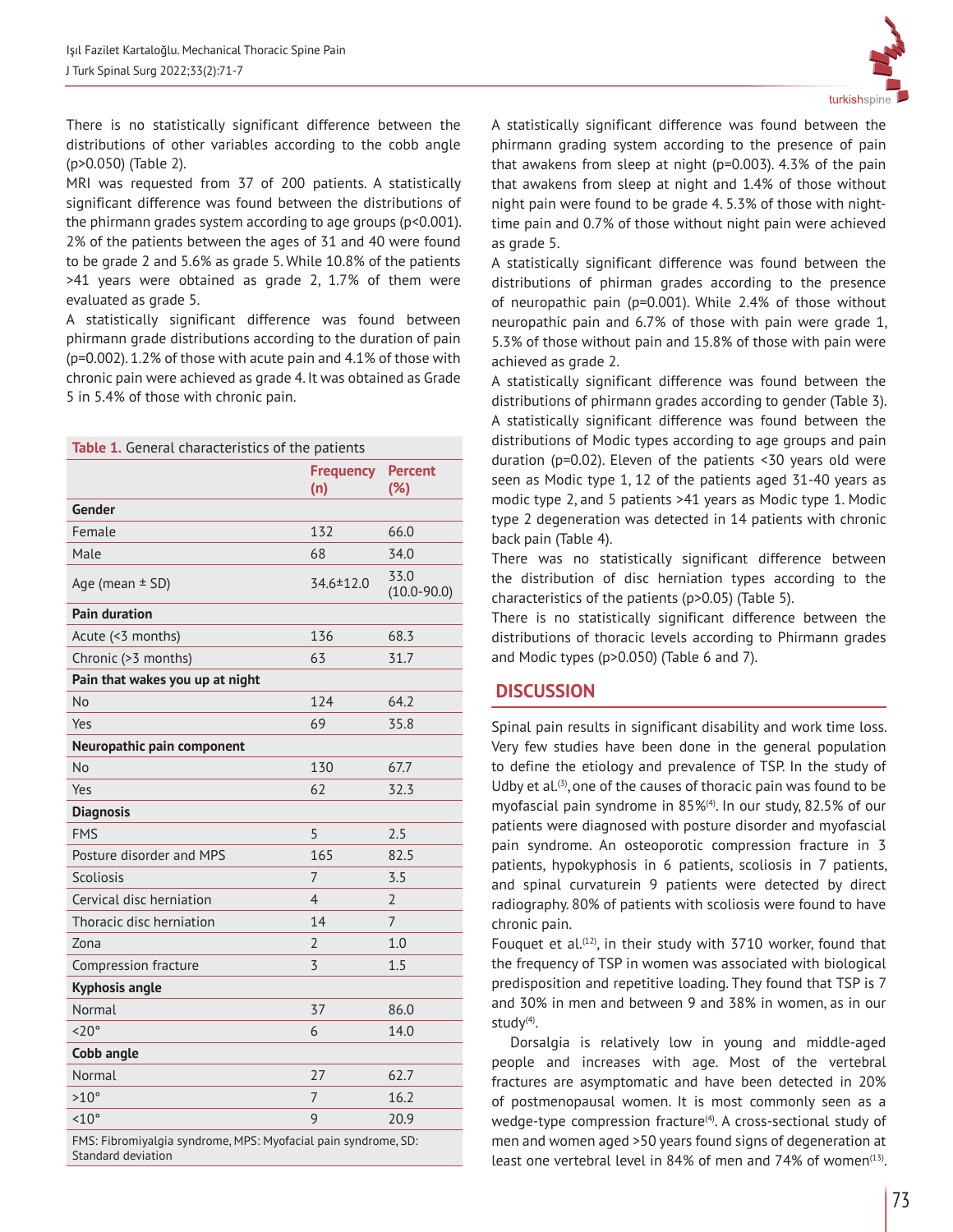There is no statistically significant difference between the distributions of other variables according to the cobb angle ($p>0.050$) (Table 2).

MRI was requested from 37 of 200 patients. A statistically significant difference was found between the distributions of the phirmann grades system according to age groups ($p<0.001$). 2% of the patients between the ages of 31 and 40 were found to be grade 2 and 5.6% as grade 5. While 10.8% of the patients >41 years were obtained as grade 2, 1.7% of them were evaluated as grade 5.

A statistically significant difference was found between phirmann grade distributions according to the duration of pain ($p=0.002$). 1.2% of those with acute pain and 4.1% of those with chronic pain were achieved as grade 4. It was obtained as Grade 5 in 5.4% of those with chronic pain.

**Table 1.** General characteristics of the patients

| | Frequency (n) | Percent (%) |
|---|---|---|
| **Gender** | | |
| Female | 132 | 66.0 |
| Male | 68 | 34.0 |
| Age (mean ± SD) | 34.6±12.0 | 33.0 (10.0-90.0) |
| **Pain duration** | | |
| Acute (<3 months) | 136 | 68.3 |
| Chronic (>3 months) | 63 | 31.7 |
| **Pain that wakes you up at night** | | |
| No | 124 | 64.2 |
| Yes | 69 | 35.8 |
| **Neuropathic pain component** | | |
| No | 130 | 67.7 |
| Yes | 62 | 32.3 |
| **Diagnosis** | | |
| FMS | 5 | 2.5 |
| Posture disorder and MPS | 165 | 82.5 |
| Scoliosis | 7 | 3.5 |
| Cervical disc herniation | 4 | 2 |
| Thoracic disc herniation | 14 | 7 |
| Zona | 2 | 1.0 |
| Compression fracture | 3 | 1.5 |
| **Kyphosis angle** | | |
| Normal | 37 | 86.0 |
| <20° | 6 | 14.0 |
| **Cobb angle** | | |
| Normal | 27 | 62.7 |
| >10° | 7 | 16.2 |
| <10° | 9 | 20.9 |

FMS: Fibromiyalgia syndrome, MPS: Myofacial pain syndrome, SD: Standard deviation

A statistically significant difference was found between the phirmann grading system according to the presence of pain that awakens from sleep at night ($p=0.003$). 4.3% of the pain that awakens from sleep at night and 1.4% of those without night pain were found to be grade 4. 5.3% of those with night-time pain and 0.7% of those without night pain were achieved as grade 5.

A statistically significant difference was found between the distributions of phirman grades according to the presence of neuropathic pain ($p=0.001$). While 2.4% of those without neuropathic pain and 6.7% of those with pain were grade 1, 5.3% of those without pain and 15.8% of those with pain were achieved as grade 2.

A statistically significant difference was found between the distributions of phirmann grades according to gender (Table 3).

A statistically significant difference was found between the distributions of Modic types according to age groups and pain duration ($p=0.02$). Eleven of the patients <30 years old were seen as Modic type 1, 12 of the patients aged 31-40 years as modic type 2, and 5 patients >41 years as Modic type 1. Modic type 2 degeneration was detected in 14 patients with chronic back pain (Table 4).

There was no statistically significant difference between the distribution of disc herniation types according to the characteristics of the patients ($p>0.05$) (Table 5).

There is no statistically significant difference between the distributions of thoracic levels according to Phirmann grades and Modic types ($p>0.050$) (Table 6 and 7).

## DISCUSSION

Spinal pain results in significant disability and work time loss. Very few studies have been done in the general population to define the etiology and prevalence of TSP. In the study of Udby et al.[3], one of the causes of thoracic pain was found to be myofascial pain syndrome in 85%[4]. In our study, 82.5% of our patients were diagnosed with posture disorder and myofascial pain syndrome. An osteoporotic compression fracture in 3 patients, hypokyphosis in 6 patients, scoliosis in 7 patients, and spinal curvaturein 9 patients were detected by direct radiography. 80% of patients with scoliosis were found to have chronic pain.

Fouquet et al.[12], in their study with 3710 worker, found that the frequency of TSP in women was associated with biological predisposition and repetitive loading. They found that TSP is 7 and 30% in men and between 9 and 38% in women, as in our study[4].

Dorsalgia is relatively low in young and middle-aged people and increases with age. Most of the vertebral fractures are asymptomatic and have been detected in 20% of postmenopausal women. It is most commonly seen as a wedge-type compression fracture[4]. A cross-sectional study of men and women aged >50 years found signs of degeneration at least one vertebral level in 84% of men and 74% of women[13].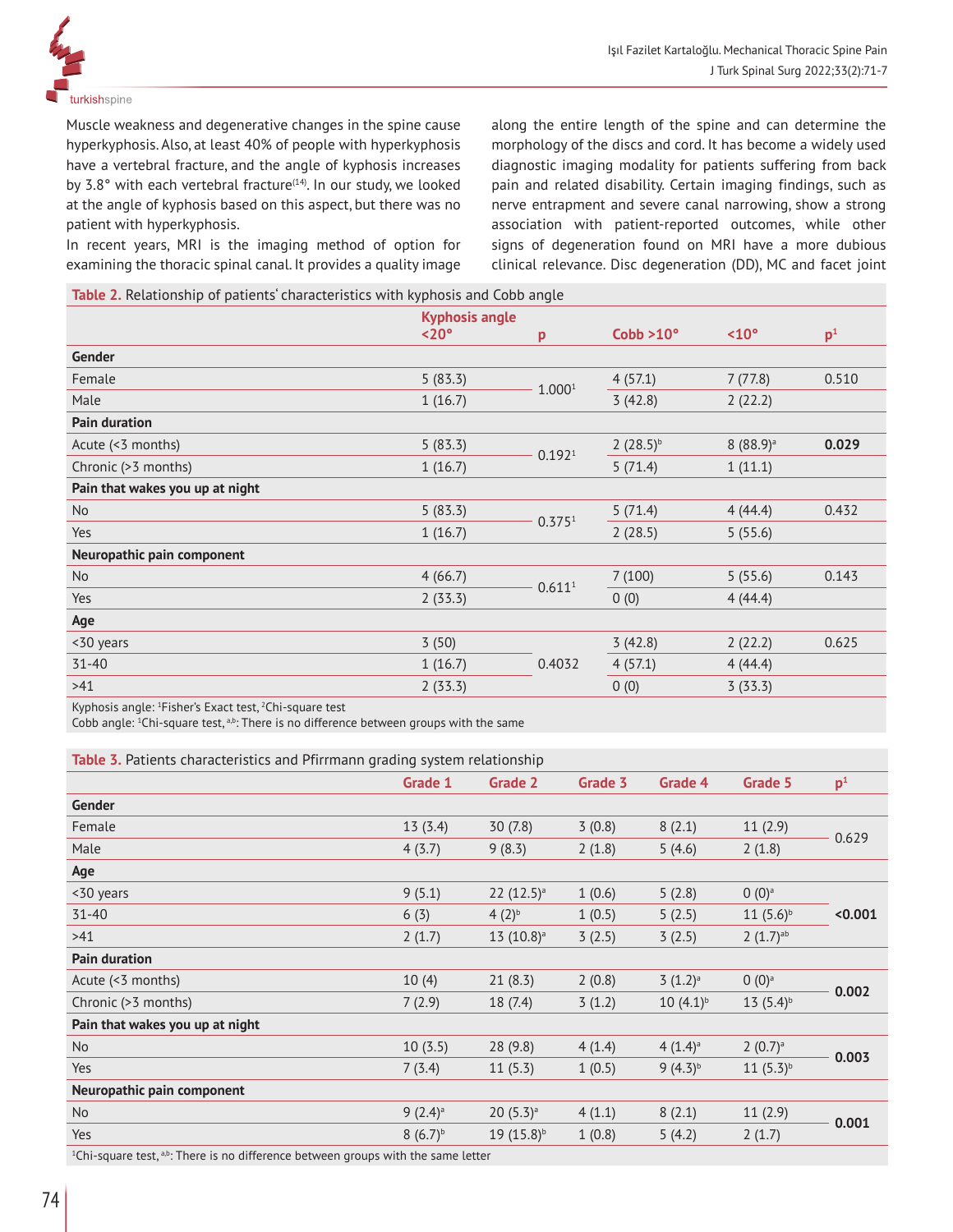Muscle weakness and degenerative changes in the spine cause hyperkyphosis. Also, at least 40% of people with hyperkyphosis have a vertebral fracture, and the angle of kyphosis increases by 3.8° with each vertebral fracture[14]. In our study, we looked at the angle of kyphosis based on this aspect, but there was no patient with hyperkyphosis.

In recent years, MRI is the imaging method of option for examining the thoracic spinal canal. It provides a quality image along the entire length of the spine and can determine the morphology of the discs and cord. It has become a widely used diagnostic imaging modality for patients suffering from back pain and related disability. Certain imaging findings, such as nerve entrapment and severe canal narrowing, show a strong association with patient-reported outcomes, while other signs of degeneration found on MRI have a more dubious clinical relevance. Disc degeneration (DD), MC and facet joint

**Table 2.** Relationship of patients' characteristics with kyphosis and Cobb angle

| | Kyphosis angle <20° | p | Cobb >10° | <10° | p[1] |
|---|---|---|---|---|---|
| **Gender** | | | | | |
| Female | 5 (83.3) | 1.000[1] | 4 (57.1) | 7 (77.8) | 0.510 |
| Male | 1 (16.7) | | 3 (42.8) | 2 (22.2) | |
| **Pain duration** | | | | | |
| Acute (<3 months) | 5 (83.3) | 0.192[1] | 2 (28.5)[b] | 8 (88.9)[a] | **0.029** |
| Chronic (>3 months) | 1 (16.7) | | 5 (71.4) | 1 (11.1) | |
| **Pain that wakes you up at night** | | | | | |
| No | 5 (83.3) | 0.375[1] | 5 (71.4) | 4 (44.4) | 0.432 |
| Yes | 1 (16.7) | | 2 (28.5) | 5 (55.6) | |
| **Neuropathic pain component** | | | | | |
| No | 4 (66.7) | 0.611[1] | 7 (100) | 5 (55.6) | 0.143 |
| Yes | 2 (33.3) | | 0 (0) | 4 (44.4) | |
| **Age** | | | | | |
| <30 years | 3 (50) | 0.4032 | 3 (42.8) | 2 (22.2) | 0.625 |
| 31-40 | 1 (16.7) | | 4 (57.1) | 4 (44.4) | |
| >41 | 2 (33.3) | | 0 (0) | 3 (33.3) | |

Kyphosis angle: [1]Fisher's Exact test, [2]Chi-square test
Cobb angle: [1]Chi-square test, [a,b]: There is no difference between groups with the same

**Table 3.** Patients characteristics and Pfirrmann grading system relationship

| | Grade 1 | Grade 2 | Grade 3 | Grade 4 | Grade 5 | p[1] |
|---|---|---|---|---|---|---|
| **Gender** | | | | | | |
| Female | 13 (3.4) | 30 (7.8) | 3 (0.8) | 8 (2.1) | 11 (2.9) | 0.629 |
| Male | 4 (3.7) | 9 (8.3) | 2 (1.8) | 5 (4.6) | 2 (1.8) | |
| **Age** | | | | | | |
| <30 years | 9 (5.1) | 22 (12.5)[a] | 1 (0.6) | 5 (2.8) | 0 (0)[a] | **<0.001** |
| 31-40 | 6 (3) | 4 (2)[b] | 1 (0.5) | 5 (2.5) | 11 (5.6)[b] | |
| >41 | 2 (1.7) | 13 (10.8)[a] | 3 (2.5) | 3 (2.5) | 2 (1.7)[ab] | |
| **Pain duration** | | | | | | |
| Acute (<3 months) | 10 (4) | 21 (8.3) | 2 (0.8) | 3 (1.2)[a] | 0 (0)[a] | **0.002** |
| Chronic (>3 months) | 7 (2.9) | 18 (7.4) | 3 (1.2) | 10 (4.1)[b] | 13 (5.4)[b] | |
| **Pain that wakes you up at night** | | | | | | |
| No | 10 (3.5) | 28 (9.8) | 4 (1.4) | 4 (1.4)[a] | 2 (0.7)[a] | **0.003** |
| Yes | 7 (3.4) | 11 (5.3) | 1 (0.5) | 9 (4.3)[b] | 11 (5.3)[b] | |
| **Neuropathic pain component** | | | | | | |
| No | 9 (2.4)[a] | 20 (5.3)[a] | 4 (1.1) | 8 (2.1) | 11 (2.9) | **0.001** |
| Yes | 8 (6.7)[b] | 19 (15.8)[b] | 1 (0.8) | 5 (4.2) | 2 (1.7) | |

[1]Chi-square test, [a,b]: There is no difference between groups with the same letter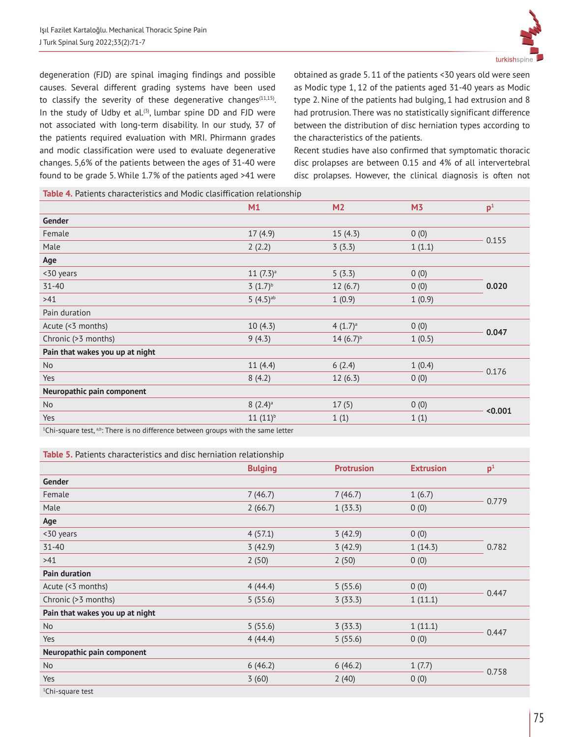degeneration (FJD) are spinal imaging findings and possible causes. Several different grading systems have been used to classify the severity of these degenerative changes[11,15]. In the study of Udby et al.[3], lumbar spine DD and FJD were not associated with long-term disability. In our study, 37 of the patients required evaluation with MRI. Phirmann grades and modic classification were used to evaluate degenerative changes. 5,6% of the patients between the ages of 31-40 were found to be grade 5. While 1.7% of the patients aged >41 were obtained as grade 5. 11 of the patients <30 years old were seen as Modic type 1, 12 of the patients aged 31-40 years as Modic type 2. Nine of the patients had bulging, 1 had extrusion and 8 had protrusion. There was no statistically significant difference between the distribution of disc herniation types according to the characteristics of the patients.

Recent studies have also confirmed that symptomatic thoracic disc prolapses are between 0.15 and 4% of all intervertebral disc prolapses. However, the clinical diagnosis is often not

**Table 4.** Patients characteristics and Modic clasiffication relationship

| | M1 | M2 | M3 | p[1] |
|---|---|---|---|---|
| **Gender** | | | | |
| Female | 17 (4.9) | 15 (4.3) | 0 (0) | 0.155 |
| Male | 2 (2.2) | 3 (3.3) | 1 (1.1) | |
| **Age** | | | | |
| <30 years | 11 (7.3)[a] | 5 (3.3) | 0 (0) | **0.020** |
| 31-40 | 3 (1.7)[b] | 12 (6.7) | 0 (0) | |
| >41 | 5 (4.5)[ab] | 1 (0.9) | 1 (0.9) | |
| Pain duration | | | | |
| Acute (<3 months) | 10 (4.3) | 4 (1.7)[a] | 0 (0) | **0.047** |
| Chronic (>3 months) | 9 (4.3) | 14 (6.7)[b] | 1 (0.5) | |
| **Pain that wakes you up at night** | | | | |
| No | 11 (4.4) | 6 (2.4) | 1 (0.4) | 0.176 |
| Yes | 8 (4.2) | 12 (6.3) | 0 (0) | |
| **Neuropathic pain component** | | | | |
| No | 8 (2.4)[a] | 17 (5) | 0 (0) | **<0.001** |
| Yes | 11 (11)[b] | 1 (1) | 1 (1) | |

[1]Chi-square test, [a,b]: There is no difference between groups with the same letter

**Table 5.** Patients characteristics and disc herniation relationship

| | Bulging | Protrusion | Extrusion | p[1] |
|---|---|---|---|---|
| **Gender** | | | | |
| Female | 7 (46.7) | 7 (46.7) | 1 (6.7) | 0.779 |
| Male | 2 (66.7) | 1 (33.3) | 0 (0) | |
| **Age** | | | | |
| <30 years | 4 (57.1) | 3 (42.9) | 0 (0) | 0.782 |
| 31-40 | 3 (42.9) | 3 (42.9) | 1 (14.3) | |
| >41 | 2 (50) | 2 (50) | 0 (0) | |
| **Pain duration** | | | | |
| Acute (<3 months) | 4 (44.4) | 5 (55.6) | 0 (0) | 0.447 |
| Chronic (>3 months) | 5 (55.6) | 3 (33.3) | 1 (11.1) | |
| **Pain that wakes you up at night** | | | | |
| No | 5 (55.6) | 3 (33.3) | 1 (11.1) | 0.447 |
| Yes | 4 (44.4) | 5 (55.6) | 0 (0) | |
| **Neuropathic pain component** | | | | |
| No | 6 (46.2) | 6 (46.2) | 1 (7.7) | 0.758 |
| Yes | 3 (60) | 2 (40) | 0 (0) | |

[1]Chi-square test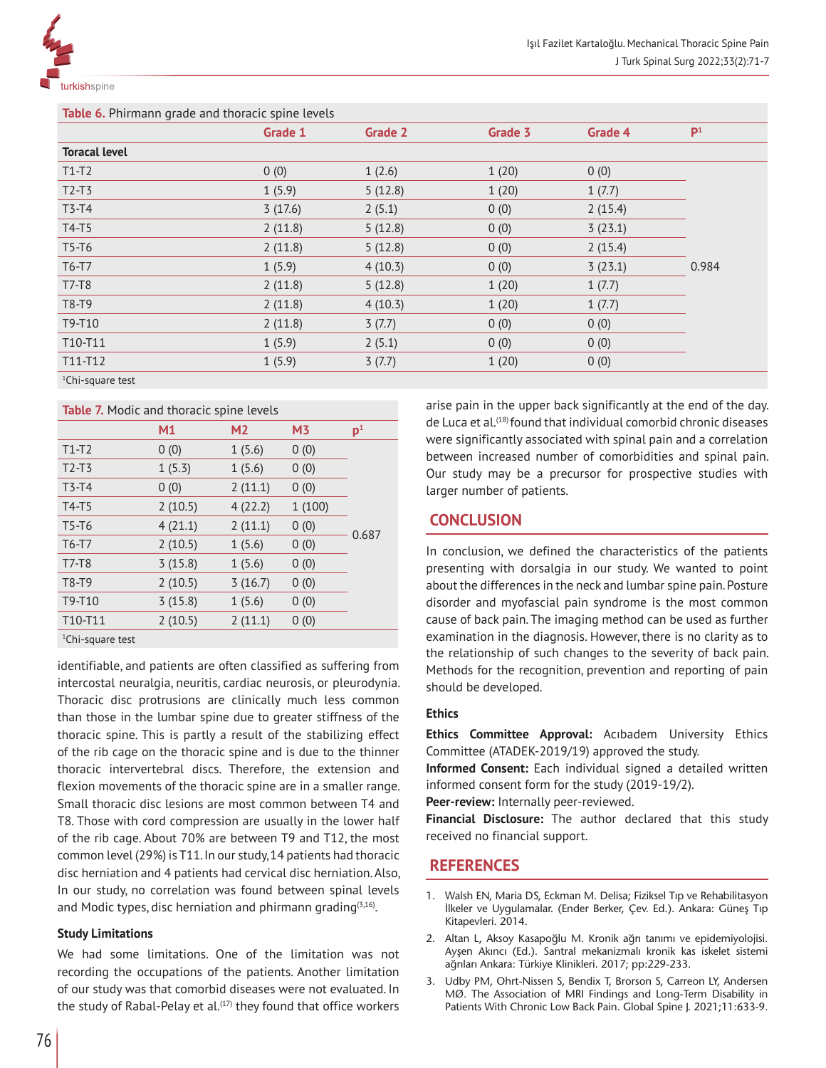**Table 6.** Phirmann grade and thoracic spine levels

| | Grade 1 | Grade 2 | Grade 3 | Grade 4 | P[1] |
|---|---|---|---|---|---|
| **Toracal level** | | | | | |
| T1-T2 | 0 (0) | 1 (2.6) | 1 (20) | 0 (0) | 0.984 |
| T2-T3 | 1 (5.9) | 5 (12.8) | 1 (20) | 1 (7.7) | |
| T3-T4 | 3 (17.6) | 2 (5.1) | 0 (0) | 2 (15.4) | |
| T4-T5 | 2 (11.8) | 5 (12.8) | 0 (0) | 3 (23.1) | |
| T5-T6 | 2 (11.8) | 5 (12.8) | 0 (0) | 2 (15.4) | |
| T6-T7 | 1 (5.9) | 4 (10.3) | 0 (0) | 3 (23.1) | |
| T7-T8 | 2 (11.8) | 5 (12.8) | 1 (20) | 1 (7.7) | |
| T8-T9 | 2 (11.8) | 4 (10.3) | 1 (20) | 1 (7.7) | |
| T9-T10 | 2 (11.8) | 3 (7.7) | 0 (0) | 0 (0) | |
| T10-T11 | 1 (5.9) | 2 (5.1) | 0 (0) | 0 (0) | |
| T11-T12 | 1 (5.9) | 3 (7.7) | 1 (20) | 0 (0) | |

[1]Chi-square test

**Table 7.** Modic and thoracic spine levels

| | M1 | M2 | M3 | p[1] |
|---|---|---|---|---|
| T1-T2 | 0 (0) | 1 (5.6) | 0 (0) | 0.687 |
| T2-T3 | 1 (5.3) | 1 (5.6) | 0 (0) | |
| T3-T4 | 0 (0) | 2 (11.1) | 0 (0) | |
| T4-T5 | 2 (10.5) | 4 (22.2) | 1 (100) | |
| T5-T6 | 4 (21.1) | 2 (11.1) | 0 (0) | |
| T6-T7 | 2 (10.5) | 1 (5.6) | 0 (0) | |
| T7-T8 | 3 (15.8) | 1 (5.6) | 0 (0) | |
| T8-T9 | 2 (10.5) | 3 (16.7) | 0 (0) | |
| T9-T10 | 3 (15.8) | 1 (5.6) | 0 (0) | |
| T10-T11 | 2 (10.5) | 2 (11.1) | 0 (0) | |

[1]Chi-square test

identifiable, and patients are often classified as suffering from intercostal neuralgia, neuritis, cardiac neurosis, or pleurodynia. Thoracic disc protrusions are clinically much less common than those in the lumbar spine due to greater stiffness of the thoracic spine. This is partly a result of the stabilizing effect of the rib cage on the thoracic spine and is due to the thinner thoracic intervertebral discs. Therefore, the extension and flexion movements of the thoracic spine are in a smaller range. Small thoracic disc lesions are most common between T4 and T8. Those with cord compression are usually in the lower half of the rib cage. About 70% are between T9 and T12, the most common level (29%) is T11. In our study, 14 patients had thoracic disc herniation and 4 patients had cervical disc herniation. Also, In our study, no correlation was found between spinal levels and Modic types, disc herniation and phirmann grading[3,16].

### Study Limitations

We had some limitations. One of the limitation was not recording the occupations of the patients. Another limitation of our study was that comorbid diseases were not evaluated. In the study of Rabal-Pelay et al.[17] they found that office workers arise pain in the upper back significantly at the end of the day. de Luca et al.[18] found that individual comorbid chronic diseases were significantly associated with spinal pain and a correlation between increased number of comorbidities and spinal pain. Our study may be a precursor for prospective studies with larger number of patients.

## CONCLUSION

In conclusion, we defined the characteristics of the patients presenting with dorsalgia in our study. We wanted to point about the differences in the neck and lumbar spine pain. Posture disorder and myofascial pain syndrome is the most common cause of back pain. The imaging method can be used as further examination in the diagnosis. However, there is no clarity as to the relationship of such changes to the severity of back pain. Methods for the recognition, prevention and reporting of pain should be developed.

### Ethics

**Ethics Committee Approval:** Acıbadem University Ethics Committee (ATADEK-2019/19) approved the study.

**Informed Consent:** Each individual signed a detailed written informed consent form for the study (2019-19/2).

**Peer-review:** Internally peer-reviewed.

**Financial Disclosure:** The author declared that this study received no financial support.

## REFERENCES

1. Walsh EN, Maria DS, Eckman M. Delisa; Fiziksel Tıp ve Rehabilitasyon İlkeler ve Uygulamalar. (Ender Berker, Çev. Ed.). Ankara: Güneş Tıp Kitapevleri. 2014.
2. Altan L, Aksoy Kasapoğlu M. Kronik ağrı tanımı ve epidemiyolojisi. Ayşen Akıncı (Ed.). Santral mekanizmalı kronik kas iskelet sistemi ağrıları Ankara: Türkiye Klinikleri. 2017; pp:229-233.
3. Udby PM, Ohrt-Nissen S, Bendix T, Brorson S, Carreon LY, Andersen MØ. The Association of MRI Findings and Long-Term Disability in Patients With Chronic Low Back Pain. Global Spine J. 2021;11:633-9.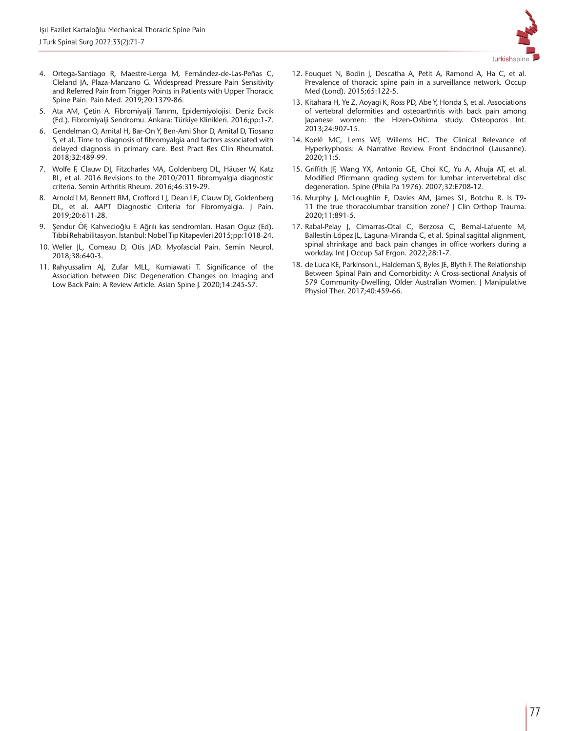4. Ortega-Santiago R, Maestre-Lerga M, Fernández-de-Las-Peñas C, Cleland JA, Plaza-Manzano G. Widespread Pressure Pain Sensitivity and Referred Pain from Trigger Points in Patients with Upper Thoracic Spine Pain. Pain Med. 2019;20:1379-86.
5. Ata AM, Çetin A. Fibromiyalji Tanımı, Epidemiyolojisi. Deniz Evcik (Ed.). Fibromiyalji Sendromu. Ankara: Türkiye Klinikleri. 2016;pp:1-7.
6. Gendelman O, Amital H, Bar-On Y, Ben-Ami Shor D, Amital D, Tiosano S, et al. Time to diagnosis of fibromyalgia and factors associated with delayed diagnosis in primary care. Best Pract Res Clin Rheumatol. 2018;32:489-99.
7. Wolfe F, Clauw DJ, Fitzcharles MA, Goldenberg DL, Häuser W, Katz RL, et al. 2016 Revisions to the 2010/2011 fibromyalgia diagnostic criteria. Semin Arthritis Rheum. 2016;46:319-29.
8. Arnold LM, Bennett RM, Crofford LJ, Dean LE, Clauw DJ, Goldenberg DL, et al. AAPT Diagnostic Criteria for Fibromyalgia. J Pain. 2019;20:611-28.
9. Şendur ÖF, Kahvecioğlu F. Ağrılı kas sendromları. Hasan Oguz (Ed). Tıbbi Rehabilitasyon. İstanbul: Nobel Tıp Kitapevleri 2015;pp:1018-24.
10. Weller JL, Comeau D, Otis JAD. Myofascial Pain. Semin Neurol. 2018;38:640-3.
11. Rahyussalim AJ, Zufar MLL, Kurniawati T. Significance of the Association between Disc Degeneration Changes on Imaging and Low Back Pain: A Review Article. Asian Spine J. 2020;14:245-57.
12. Fouquet N, Bodin J, Descatha A, Petit A, Ramond A, Ha C, et al. Prevalence of thoracic spine pain in a surveillance network. Occup Med (Lond). 2015;65:122-5.
13. Kitahara H, Ye Z, Aoyagi K, Ross PD, Abe Y, Honda S, et al. Associations of vertebral deformities and osteoarthritis with back pain among Japanese women: the Hizen-Oshima study. Osteoporos Int. 2013;24:907-15.
14. Koelé MC, Lems WF, Willems HC. The Clinical Relevance of Hyperkyphosis: A Narrative Review. Front Endocrinol (Lausanne). 2020;11:5.
15. Griffith JF, Wang YX, Antonio GE, Choi KC, Yu A, Ahuja AT, et al. Modified Pfirrmann grading system for lumbar intervertebral disc degeneration. Spine (Phila Pa 1976). 2007;32:E708-12.
16. Murphy J, McLoughlin E, Davies AM, James SL, Botchu R. Is T9-11 the true thoracolumbar transition zone? J Clin Orthop Trauma. 2020;11:891-5.
17. Rabal-Pelay J, Cimarras-Otal C, Berzosa C, Bernal-Lafuente M, Ballestín-López JL, Laguna-Miranda C, et al. Spinal sagittal alignment, spinal shrinkage and back pain changes in office workers during a workday. Int J Occup Saf Ergon. 2022;28:1-7.
18. de Luca KE, Parkinson L, Haldeman S, Byles JE, Blyth F. The Relationship Between Spinal Pain and Comorbidity: A Cross-sectional Analysis of 579 Community-Dwelling, Older Australian Women. J Manipulative Physiol Ther. 2017;40:459-66.